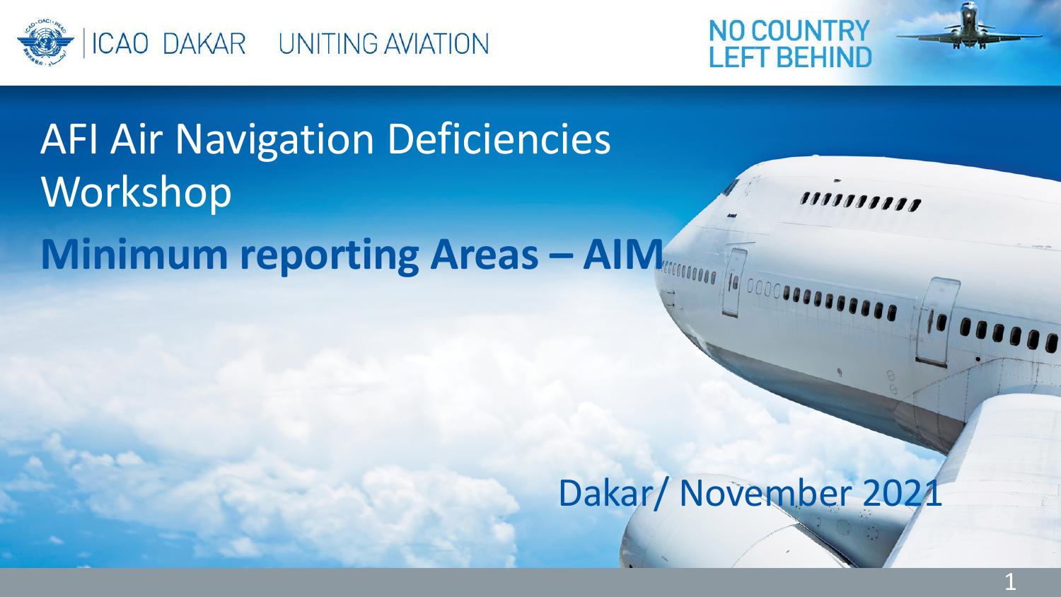ICAO DAKAR UNITING AVIATION

NO COUNTRY LEFT BEHIND

# AFI Air Navigation Deficiencies Workshop

## **Minimum reporting Areas – AIM**

Dakar/ November 2021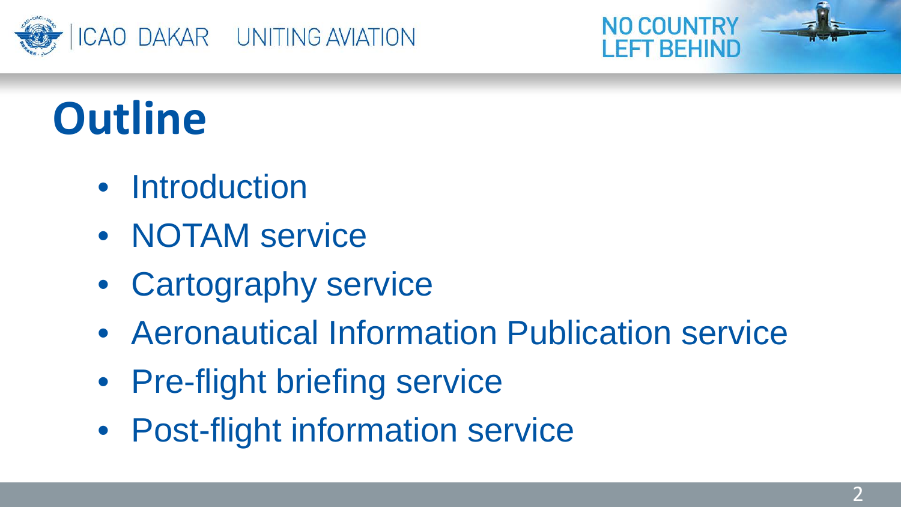# Outline

- Introduction
- NOTAM service
- Cartography service
- Aeronautical Information Publication service
- Pre-flight briefing service
- Post-flight information service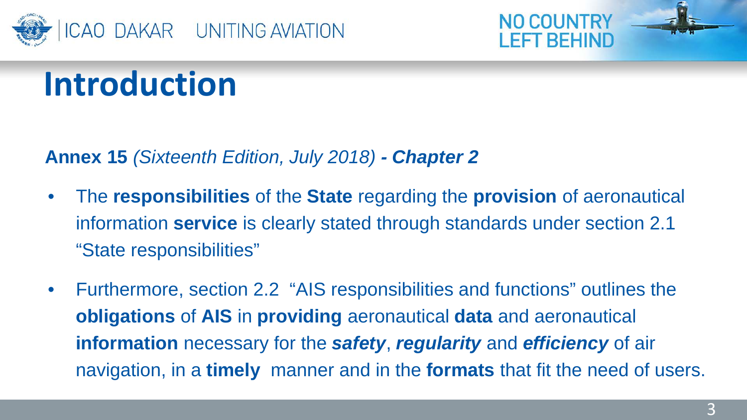# Introduction

**Annex 15** *(Sixteenth Edition, July 2018)* ***- Chapter 2***

- The **responsibilities** of the **State** regarding the **provision** of aeronautical information **service** is clearly stated through standards under section 2.1 “State responsibilities”
- Furthermore, section 2.2 “AIS responsibilities and functions” outlines the **obligations** of **AIS** in **providing** aeronautical **data** and aeronautical **information** necessary for the ***safety***, ***regularity*** and ***efficiency*** of air navigation, in a **timely** manner and in the **formats** that fit the need of users.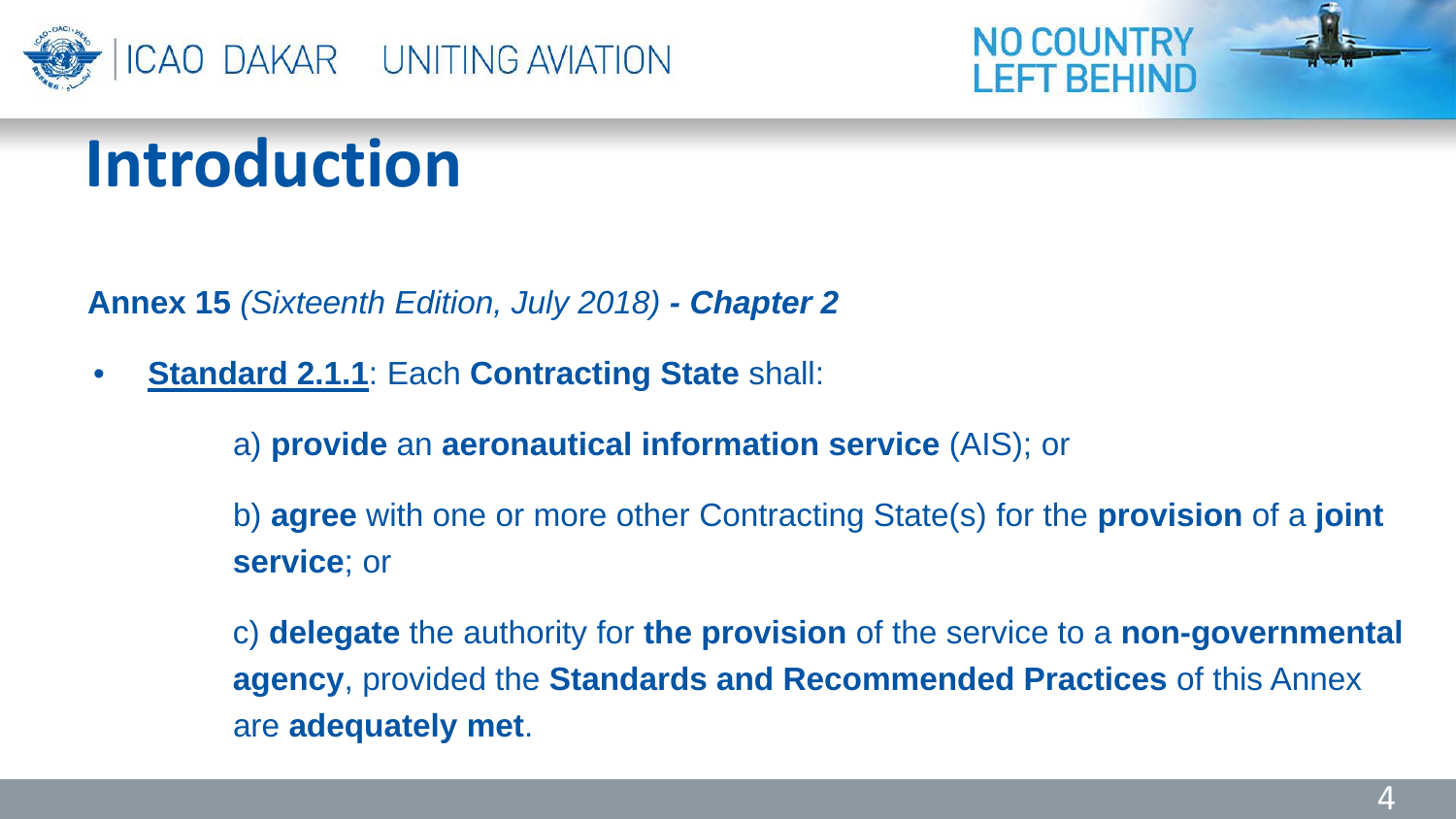# Introduction

**Annex 15** *(Sixteenth Edition, July 2018)* ***- Chapter 2***

- **Standard 2.1.1**: Each **Contracting State** shall:

  a) **provide** an **aeronautical information service** (AIS); or

  b) **agree** with one or more other Contracting State(s) for the **provision** of a **joint service**; or

  c) **delegate** the authority for **the provision** of the service to a **non-governmental agency**, provided the **Standards and Recommended Practices** of this Annex are **adequately met**.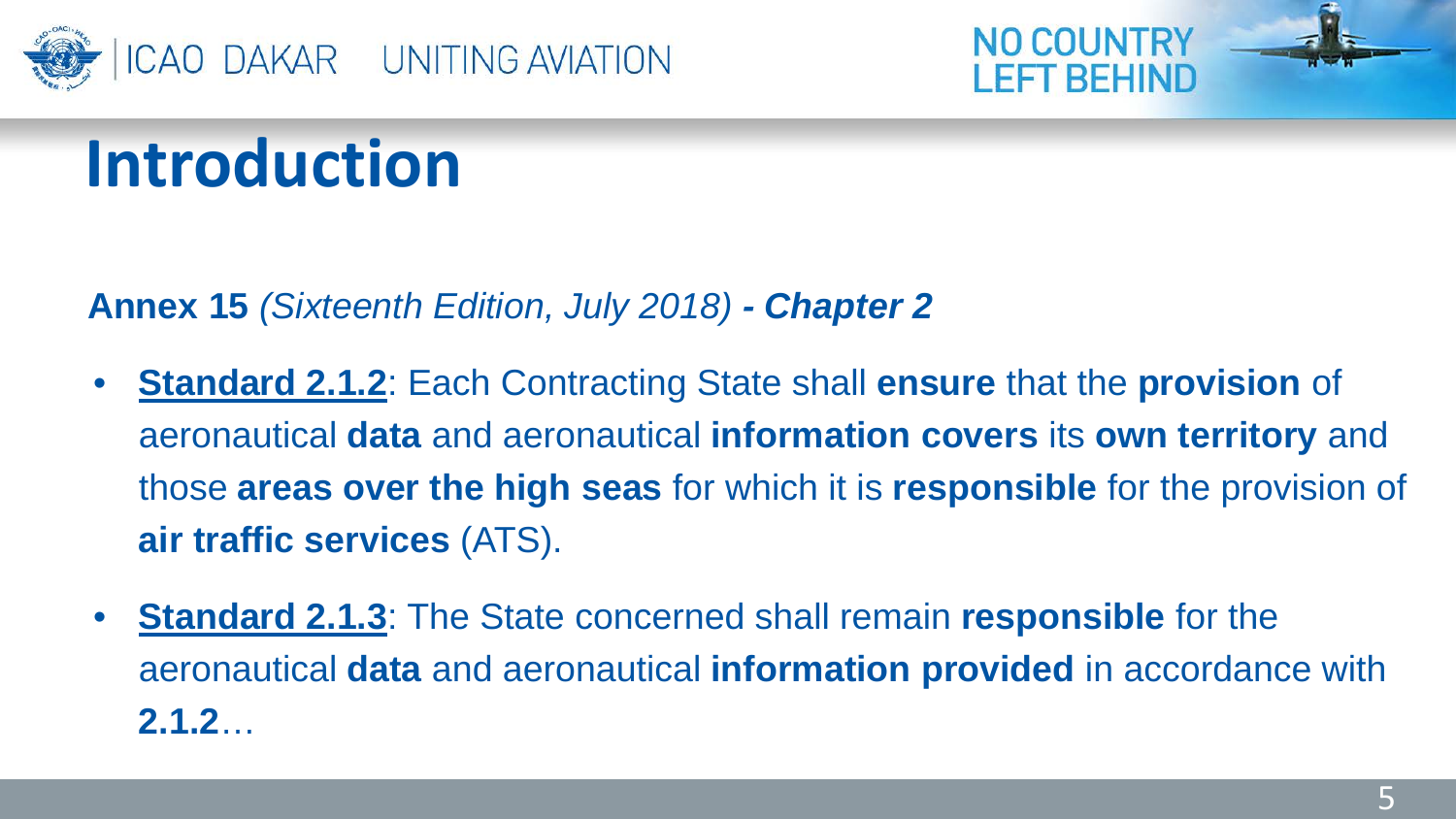# Introduction

**Annex 15** *(Sixteenth Edition, July 2018)* ***- Chapter 2***

- **Standard 2.1.2**: Each Contracting State shall **ensure** that the **provision** of aeronautical **data** and aeronautical **information covers** its **own territory** and those **areas over the high seas** for which it is **responsible** for the provision of **air traffic services** (ATS).
- **Standard 2.1.3**: The State concerned shall remain **responsible** for the aeronautical **data** and aeronautical **information provided** in accordance with **2.1.2**…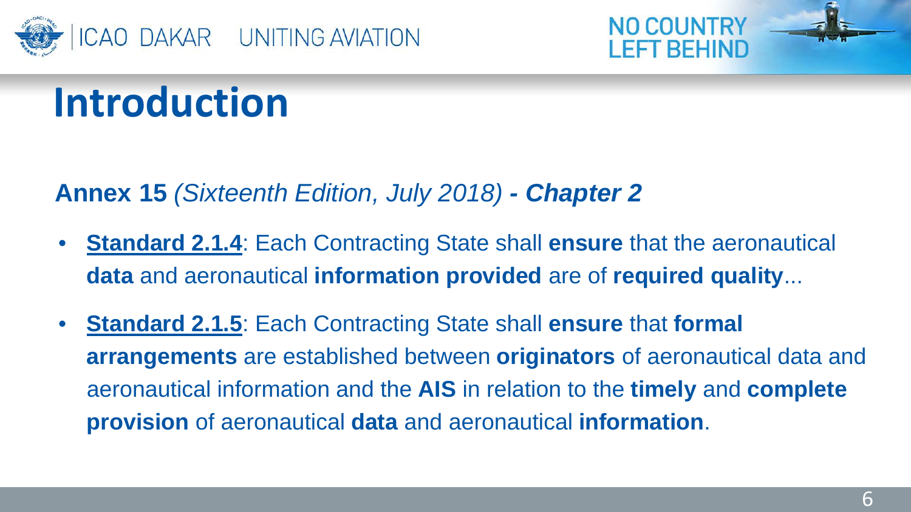# Introduction

**Annex 15** *(Sixteenth Edition, July 2018)* ***- Chapter 2***

- **Standard 2.1.4**: Each Contracting State shall **ensure** that the aeronautical **data** and aeronautical **information provided** are of **required quality**...
- **Standard 2.1.5**: Each Contracting State shall **ensure** that **formal arrangements** are established between **originators** of aeronautical data and aeronautical information and the **AIS** in relation to the **timely** and **complete provision** of aeronautical **data** and aeronautical **information**.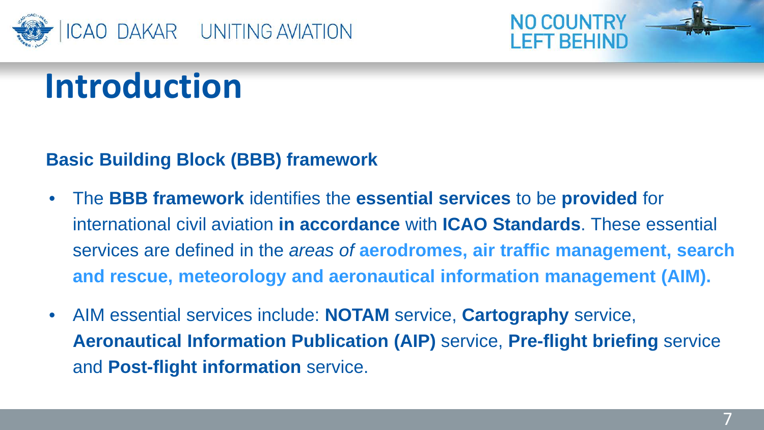# Introduction

**Basic Building Block (BBB) framework**

- The **BBB framework** identifies the **essential services** to be **provided** for international civil aviation **in accordance** with **ICAO Standards**. These essential services are defined in the *areas of* **aerodromes, air traffic management, search and rescue, meteorology and aeronautical information management (AIM).**
- AIM essential services include: **NOTAM** service, **Cartography** service, **Aeronautical Information Publication (AIP)** service, **Pre-flight briefing** service and **Post-flight information** service.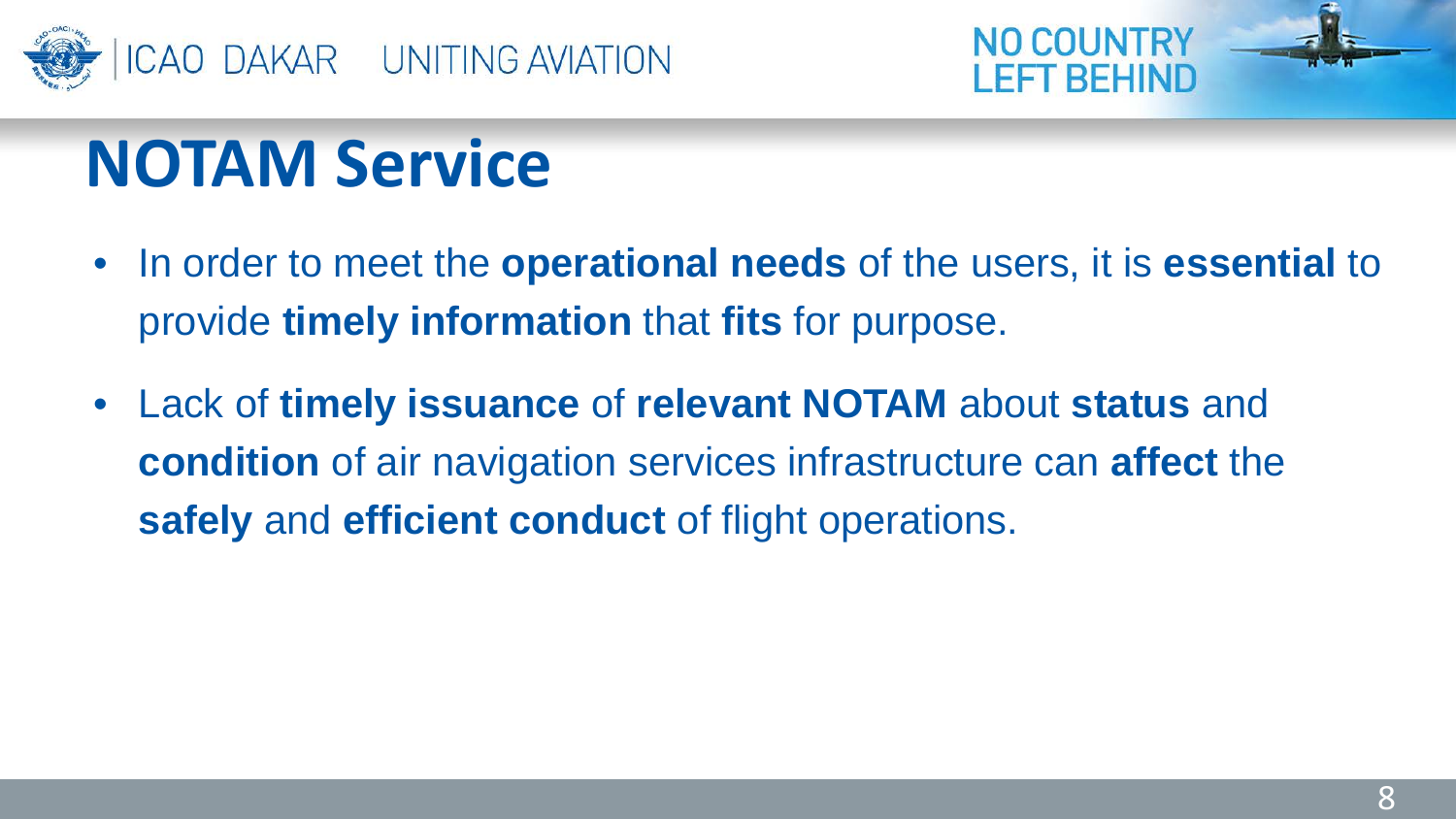# NOTAM Service

- In order to meet the **operational needs** of the users, it is **essential** to provide **timely information** that **fits** for purpose.
- Lack of **timely issuance** of **relevant NOTAM** about **status** and **condition** of air navigation services infrastructure can **affect** the **safely** and **efficient conduct** of flight operations.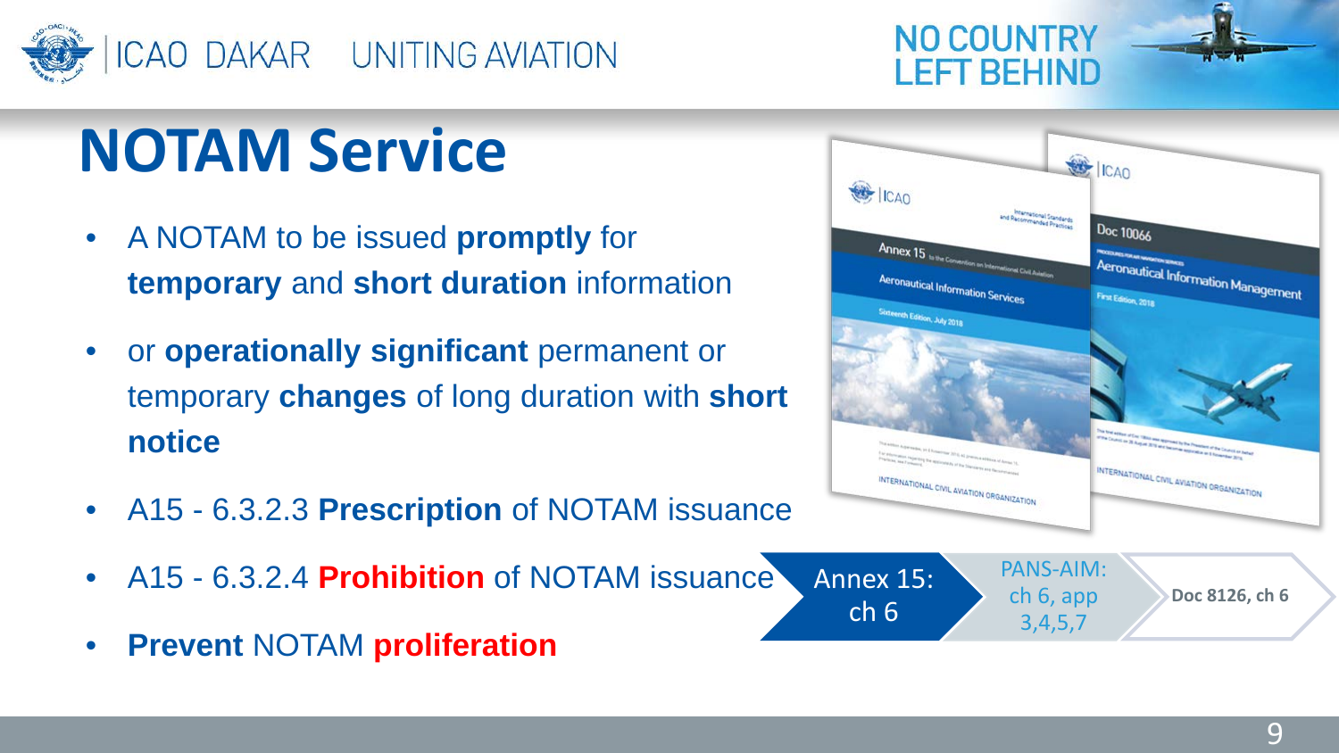# NOTAM Service

- A NOTAM to be issued **promptly** for **temporary** and **short duration** information
- or **operationally significant** permanent or temporary **changes** of long duration with **short notice**
- A15 - 6.3.2.3 **Prescription** of NOTAM issuance
- A15 - 6.3.2.4 **Prohibition** of NOTAM issuance
- **Prevent** NOTAM **proliferation**

Annex 15: ch 6 → PANS-AIM: ch 6, app 3,4,5,7 → **Doc 8126, ch 6**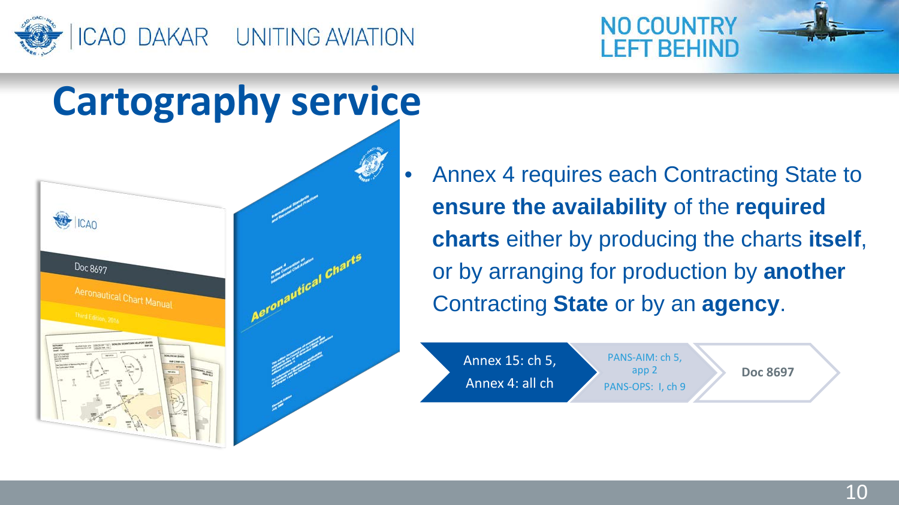# Cartography service

- Annex 4 requires each Contracting State to **ensure the availability** of the **required charts** either by producing the charts **itself**, or by arranging for production by **another** Contracting **State** or by an **agency**.

Annex 15: ch 5, Annex 4: all ch → PANS-AIM: ch 5, app 2 PANS-OPS: I, ch 9 → **Doc 8697**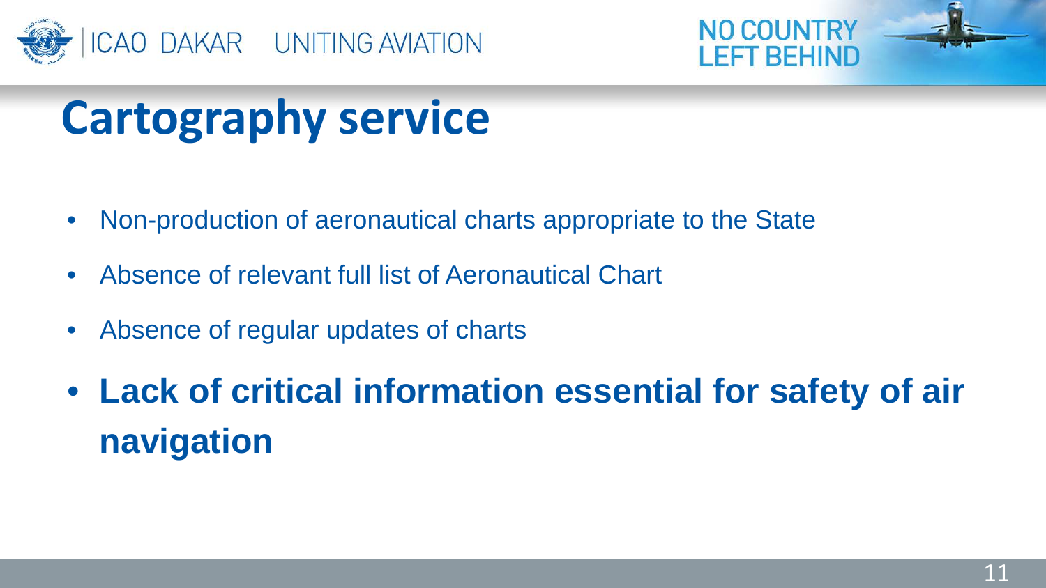# Cartography service

- Non-production of aeronautical charts appropriate to the State
- Absence of relevant full list of Aeronautical Chart
- Absence of regular updates of charts
- **Lack of critical information essential for safety of air navigation**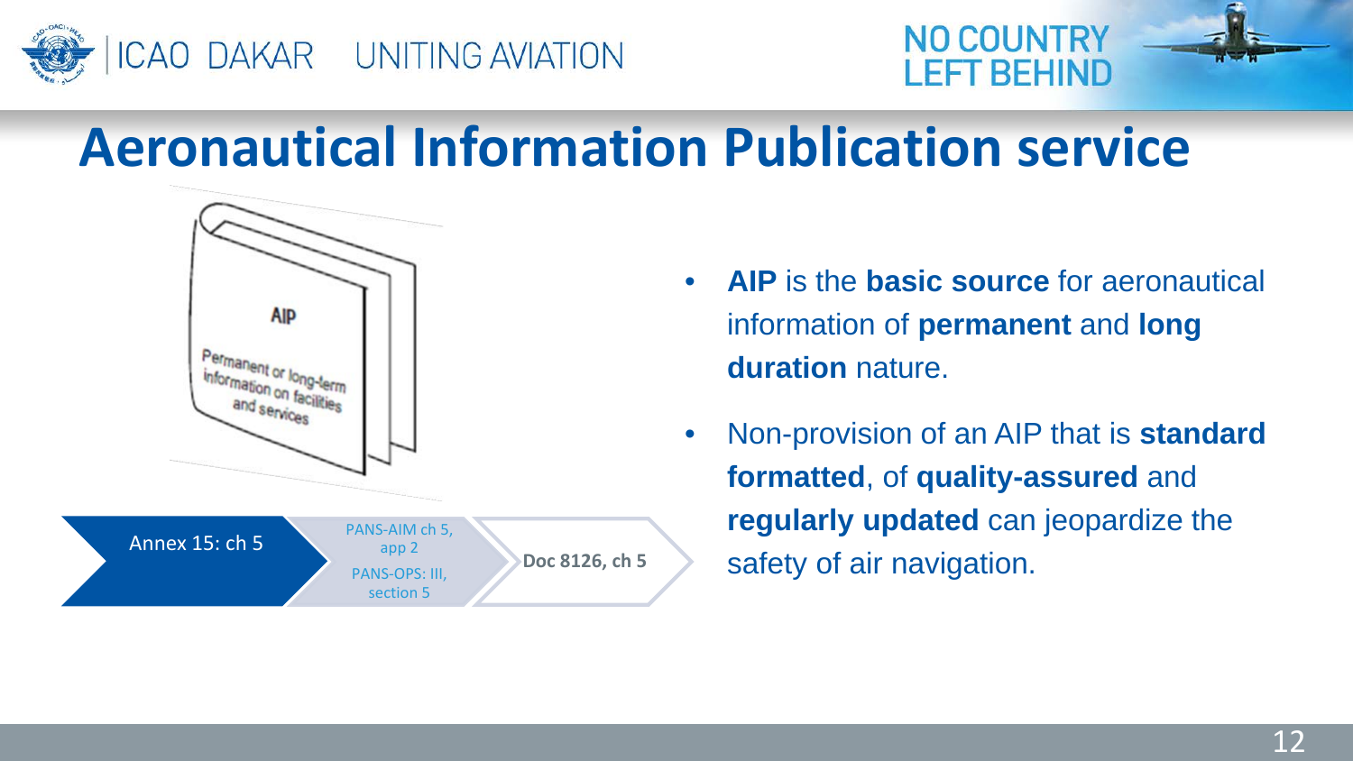# Aeronautical Information Publication service

AIP

Permanent or long-term information on facilities and services

Annex 15: ch 5 → PANS-AIM ch 5, app 2 / PANS-OPS: III, section 5 → **Doc 8126, ch 5**

- **AIP** is the **basic source** for aeronautical information of **permanent** and **long duration** nature.
- Non-provision of an AIP that is **standard formatted**, of **quality-assured** and **regularly updated** can jeopardize the safety of air navigation.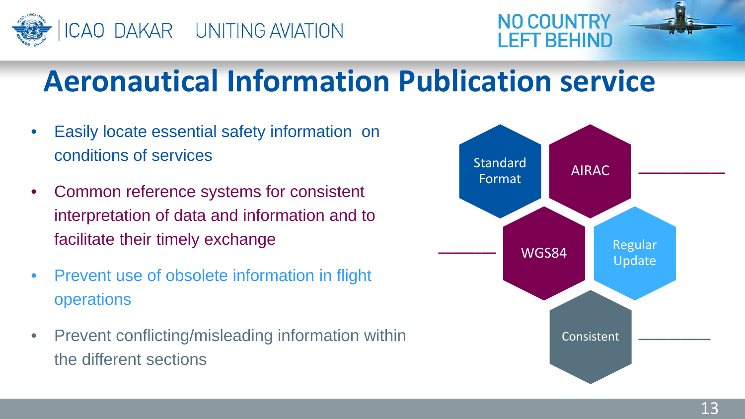# Aeronautical Information Publication service

- Easily locate essential safety information on conditions of services
- Common reference systems for consistent interpretation of data and information and to facilitate their timely exchange
- Prevent use of obsolete information in flight operations
- Prevent conflicting/misleading information within the different sections

Standard Format

AIRAC

WGS84

Regular Update

Consistent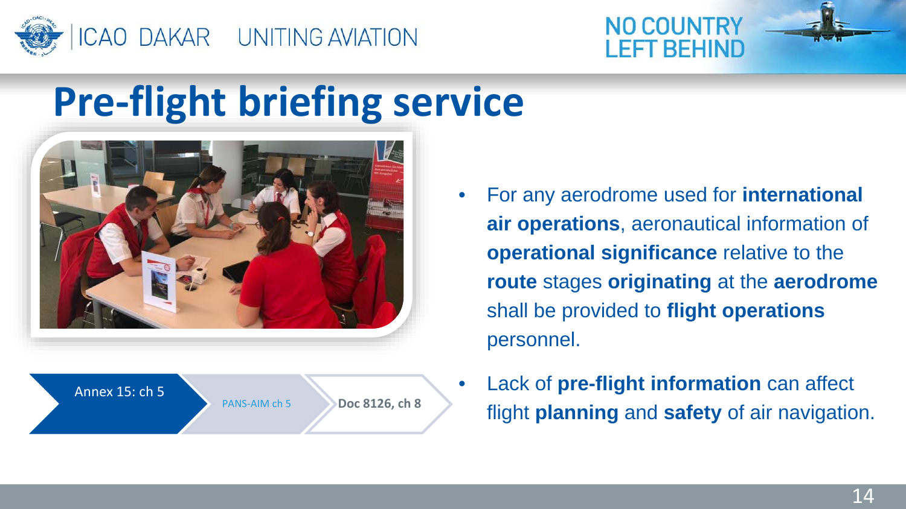# Pre-flight briefing service

Annex 15: ch 5 | PANS-AIM ch 5 | **Doc 8126, ch 8**

- For any aerodrome used for **international air operations**, aeronautical information of **operational significance** relative to the **route** stages **originating** at the **aerodrome** shall be provided to **flight operations** personnel.
- Lack of **pre-flight information** can affect flight **planning** and **safety** of air navigation.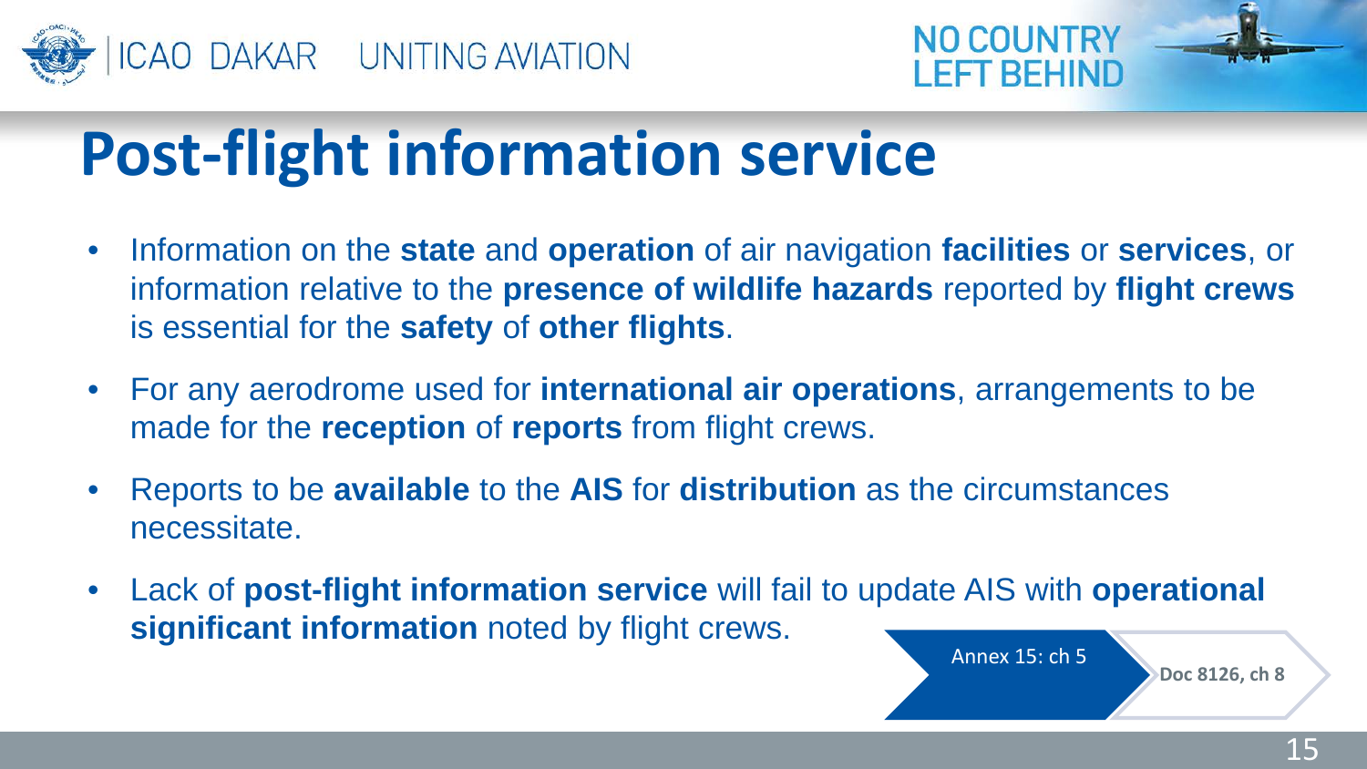# Post-flight information service

- Information on the **state** and **operation** of air navigation **facilities** or **services**, or information relative to the **presence of wildlife hazards** reported by **flight crews** is essential for the **safety** of **other flights**.
- For any aerodrome used for **international air operations**, arrangements to be made for the **reception** of **reports** from flight crews.
- Reports to be **available** to the **AIS** for **distribution** as the circumstances necessitate.
- Lack of **post-flight information service** will fail to update AIS with **operational significant information** noted by flight crews.

Annex 15: ch 5

**Doc 8126, ch 8**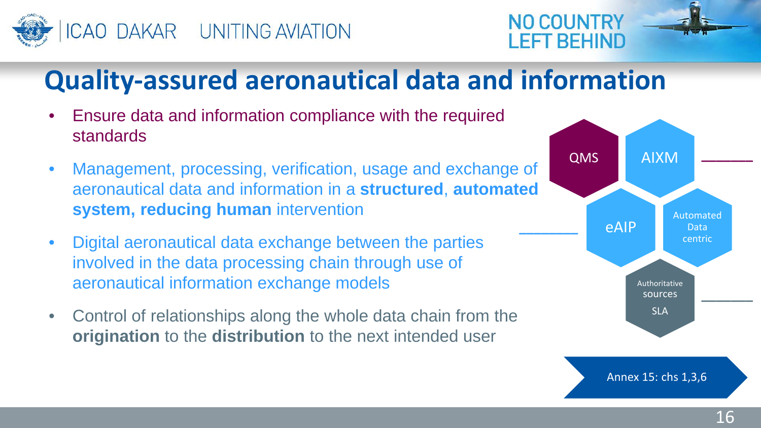# Quality-assured aeronautical data and information

- Ensure data and information compliance with the required standards
- Management, processing, verification, usage and exchange of aeronautical data and information in a **structured**, **automated system, reducing human** intervention
- Digital aeronautical data exchange between the parties involved in the data processing chain through use of aeronautical information exchange models
- Control of relationships along the whole data chain from the **origination** to the **distribution** to the next intended user

QMS

AIXM

eAIP

Automated Data centric

Authoritative sources

SLA

Annex 15: chs 1,3,6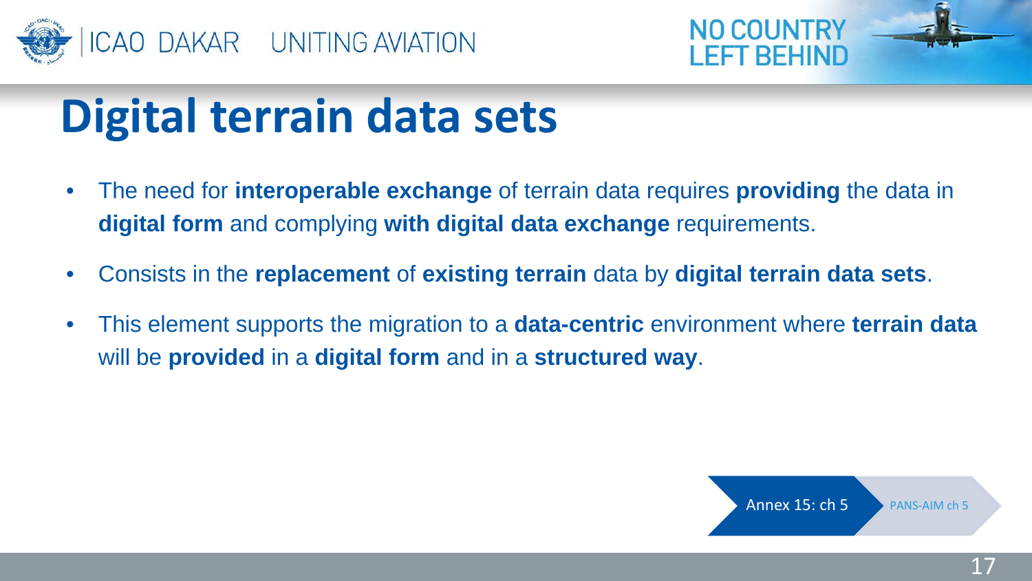# Digital terrain data sets

- The need for **interoperable exchange** of terrain data requires **providing** the data in **digital form** and complying **with digital data exchange** requirements.
- Consists in the **replacement** of **existing terrain** data by **digital terrain data sets**.
- This element supports the migration to a **data-centric** environment where **terrain data** will be **provided** in a **digital form** and in a **structured way**.

Annex 15: ch 5 | PANS-AIM ch 5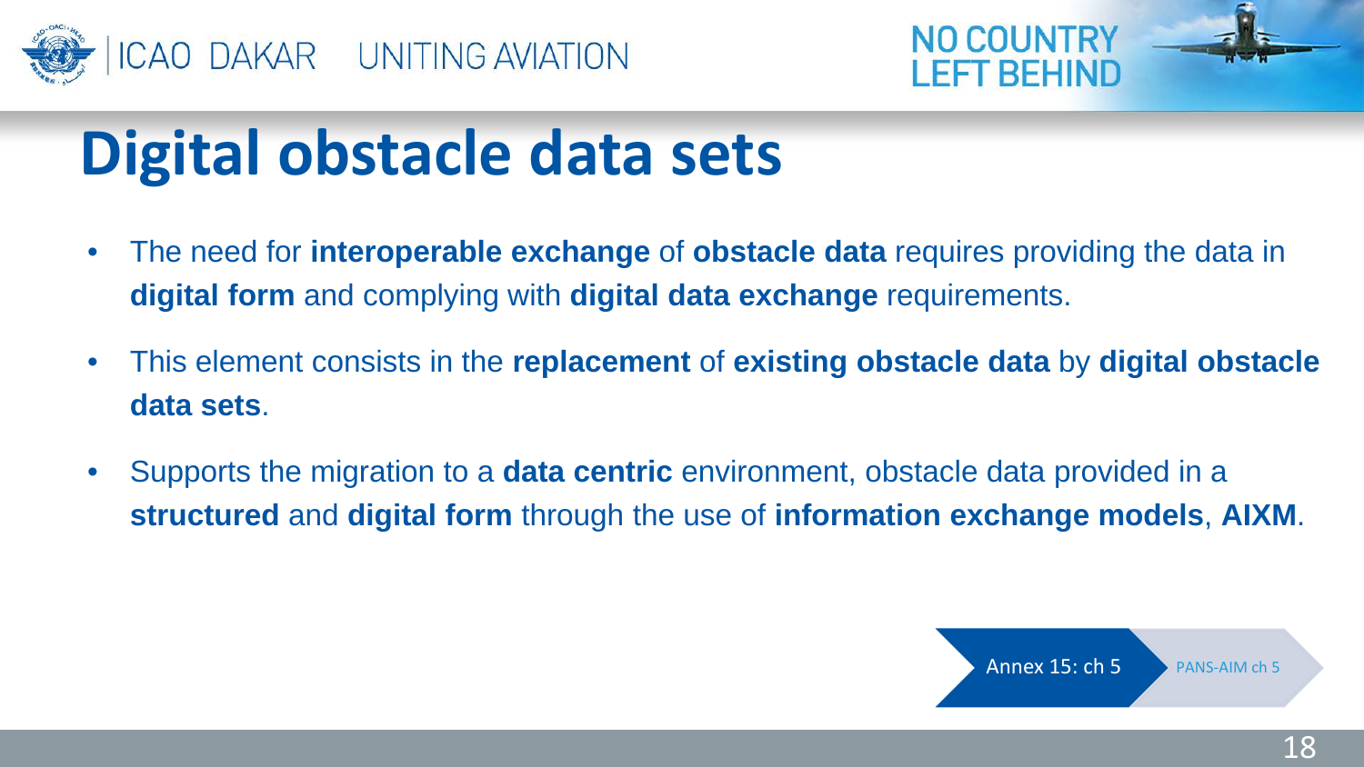# Digital obstacle data sets

- The need for **interoperable exchange** of **obstacle data** requires providing the data in **digital form** and complying with **digital data exchange** requirements.
- This element consists in the **replacement** of **existing obstacle data** by **digital obstacle data sets**.
- Supports the migration to a **data centric** environment, obstacle data provided in a **structured** and **digital form** through the use of **information exchange models**, **AIXM**.

Annex 15: ch 5 | PANS-AIM ch 5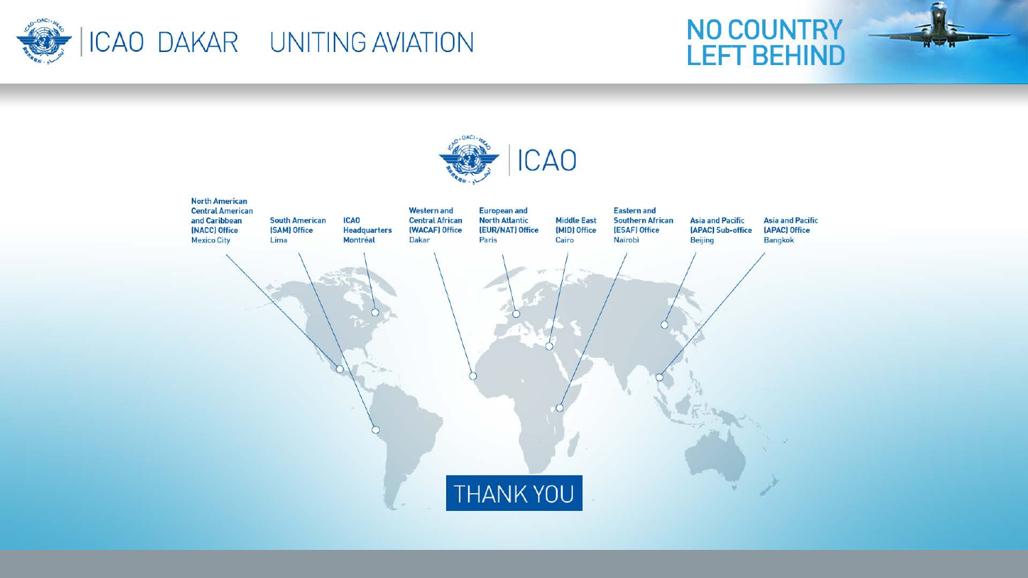ICAO

North American Central American and Caribbean (NACC) Office
Mexico City

South American (SAM) Office
Lima

ICAO Headquarters
Montréal

Western and Central African (WACAF) Office
Dakar

European and North Atlantic (EUR/NAT) Office
Paris

Middle East (MID) Office
Cairo

Eastern and Southern African (ESAF) Office
Nairobi

Asia and Pacific (APAC) Sub-office
Beijing

Asia and Pacific (APAC) Office
Bangkok

THANK YOU